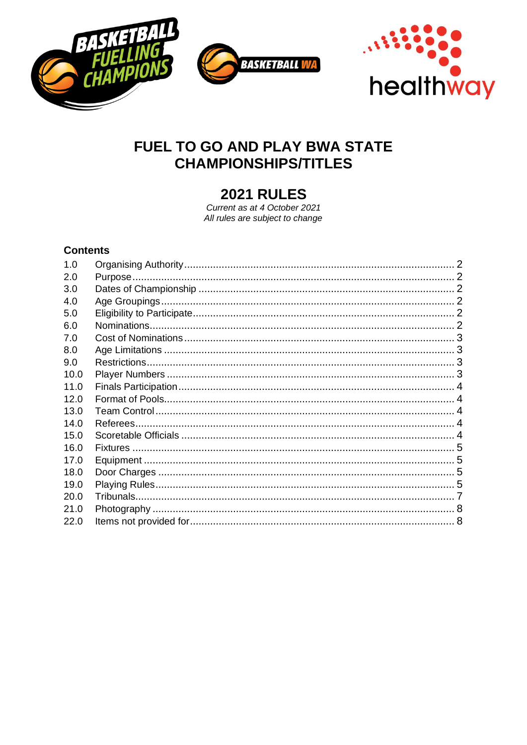# FUEL TO GO AND PLAY BWA STATE CHAMPIONSHIPS/TITLES

## 2021 RULES

*Current as at 4 October 2021*
*All rules are subject to change*

### Contents

| | | |
|---|---|---|
| 1.0 | Organising Authority | 2 |
| 2.0 | Purpose | 2 |
| 3.0 | Dates of Championship | 2 |
| 4.0 | Age Groupings | 2 |
| 5.0 | Eligibility to Participate | 2 |
| 6.0 | Nominations | 2 |
| 7.0 | Cost of Nominations | 3 |
| 8.0 | Age Limitations | 3 |
| 9.0 | Restrictions | 3 |
| 10.0 | Player Numbers | 3 |
| 11.0 | Finals Participation | 4 |
| 12.0 | Format of Pools | 4 |
| 13.0 | Team Control | 4 |
| 14.0 | Referees | 4 |
| 15.0 | Scoretable Officials | 4 |
| 16.0 | Fixtures | 5 |
| 17.0 | Equipment | 5 |
| 18.0 | Door Charges | 5 |
| 19.0 | Playing Rules | 5 |
| 20.0 | Tribunals | 7 |
| 21.0 | Photography | 8 |
| 22.0 | Items not provided for | 8 |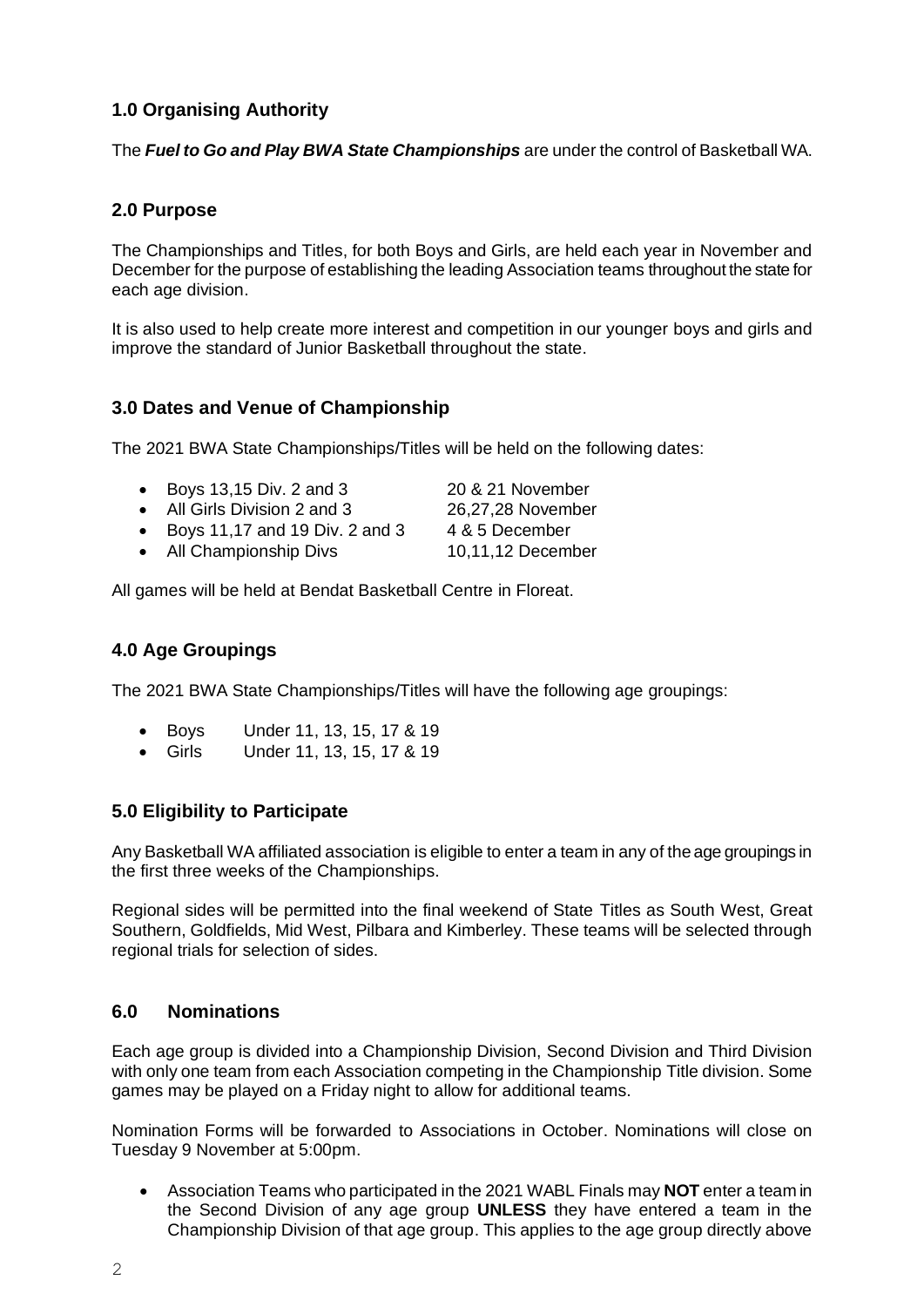## 1.0 Organising Authority

The ***Fuel to Go and Play BWA State Championships*** are under the control of Basketball WA.

## 2.0 Purpose

The Championships and Titles, for both Boys and Girls, are held each year in November and December for the purpose of establishing the leading Association teams throughout the state for each age division.

It is also used to help create more interest and competition in our younger boys and girls and improve the standard of Junior Basketball throughout the state.

## 3.0 Dates and Venue of Championship

The 2021 BWA State Championships/Titles will be held on the following dates:

- Boys 13,15 Div. 2 and 3 — 20 & 21 November
- All Girls Division 2 and 3 — 26,27,28 November
- Boys 11,17 and 19 Div. 2 and 3 — 4 & 5 December
- All Championship Divs — 10,11,12 December

All games will be held at Bendat Basketball Centre in Floreat.

## 4.0 Age Groupings

The 2021 BWA State Championships/Titles will have the following age groupings:

- Boys — Under 11, 13, 15, 17 & 19
- Girls — Under 11, 13, 15, 17 & 19

## 5.0 Eligibility to Participate

Any Basketball WA affiliated association is eligible to enter a team in any of the age groupings in the first three weeks of the Championships.

Regional sides will be permitted into the final weekend of State Titles as South West, Great Southern, Goldfields, Mid West, Pilbara and Kimberley. These teams will be selected through regional trials for selection of sides.

## 6.0 Nominations

Each age group is divided into a Championship Division, Second Division and Third Division with only one team from each Association competing in the Championship Title division. Some games may be played on a Friday night to allow for additional teams.

Nomination Forms will be forwarded to Associations in October. Nominations will close on Tuesday 9 November at 5:00pm.

- Association Teams who participated in the 2021 WABL Finals may **NOT** enter a team in the Second Division of any age group **UNLESS** they have entered a team in the Championship Division of that age group. This applies to the age group directly above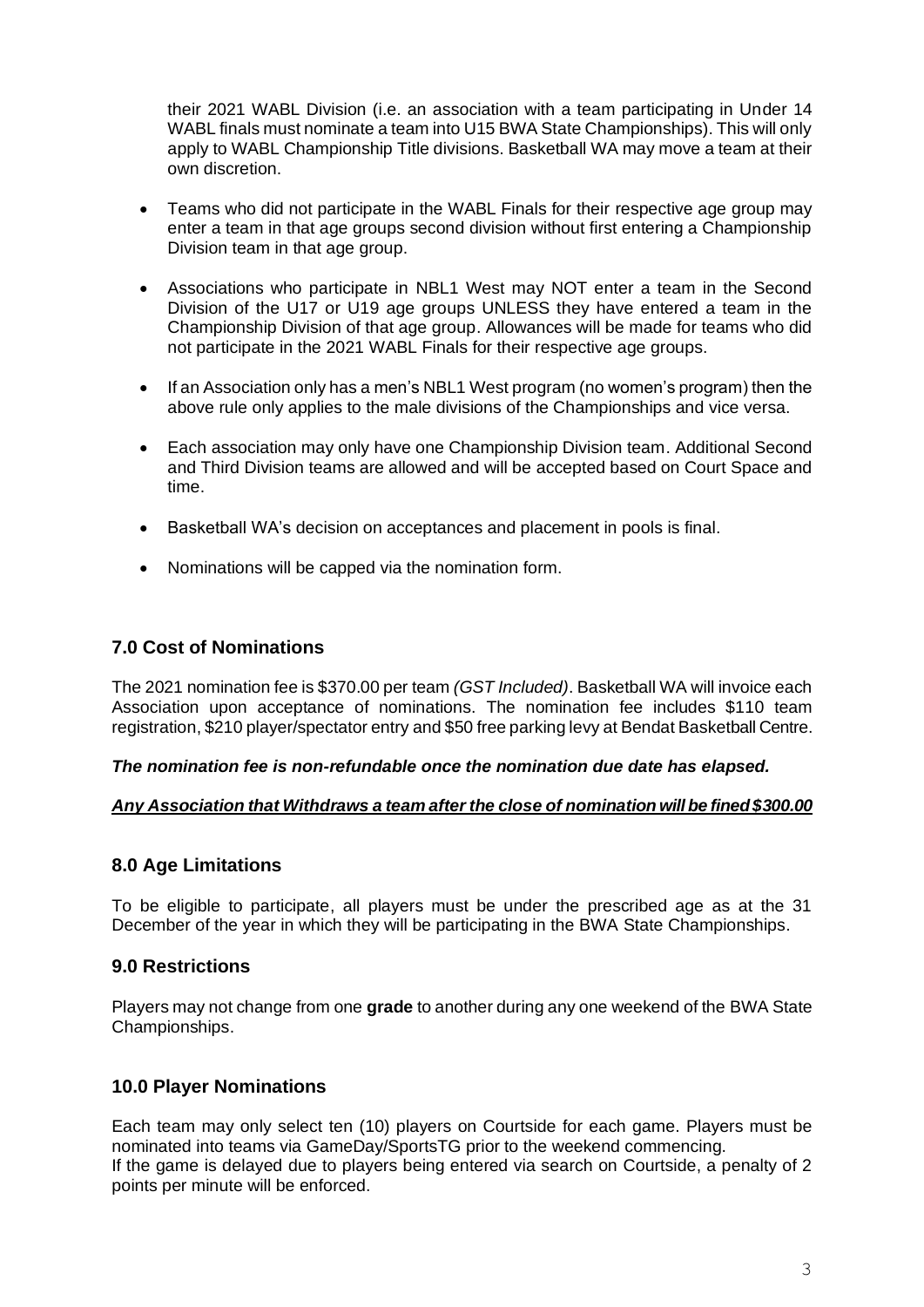their 2021 WABL Division (i.e. an association with a team participating in Under 14 WABL finals must nominate a team into U15 BWA State Championships). This will only apply to WABL Championship Title divisions. Basketball WA may move a team at their own discretion.

- Teams who did not participate in the WABL Finals for their respective age group may enter a team in that age groups second division without first entering a Championship Division team in that age group.
- Associations who participate in NBL1 West may NOT enter a team in the Second Division of the U17 or U19 age groups UNLESS they have entered a team in the Championship Division of that age group. Allowances will be made for teams who did not participate in the 2021 WABL Finals for their respective age groups.
- If an Association only has a men's NBL1 West program (no women's program) then the above rule only applies to the male divisions of the Championships and vice versa.
- Each association may only have one Championship Division team. Additional Second and Third Division teams are allowed and will be accepted based on Court Space and time.
- Basketball WA's decision on acceptances and placement in pools is final.
- Nominations will be capped via the nomination form.

## 7.0 Cost of Nominations

The 2021 nomination fee is $370.00 per team *(GST Included)*. Basketball WA will invoice each Association upon acceptance of nominations. The nomination fee includes $110 team registration, $210 player/spectator entry and $50 free parking levy at Bendat Basketball Centre.

***The nomination fee is non-refundable once the nomination due date has elapsed.***

***<u>Any Association that Withdraws a team after the close of nomination will be fined $300.00</u>***

## 8.0 Age Limitations

To be eligible to participate, all players must be under the prescribed age as at the 31 December of the year in which they will be participating in the BWA State Championships.

## 9.0 Restrictions

Players may not change from one **grade** to another during any one weekend of the BWA State Championships.

## 10.0 Player Nominations

Each team may only select ten (10) players on Courtside for each game. Players must be nominated into teams via GameDay/SportsTG prior to the weekend commencing.
If the game is delayed due to players being entered via search on Courtside, a penalty of 2 points per minute will be enforced.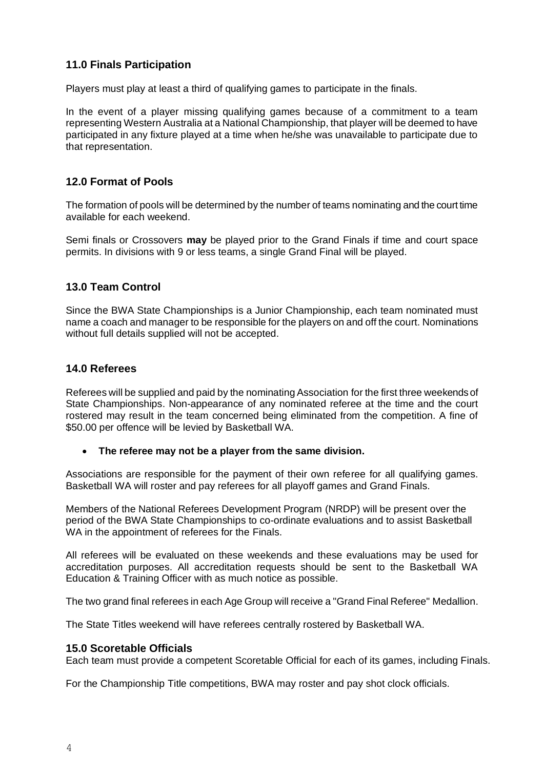## 11.0 Finals Participation

Players must play at least a third of qualifying games to participate in the finals.

In the event of a player missing qualifying games because of a commitment to a team representing Western Australia at a National Championship, that player will be deemed to have participated in any fixture played at a time when he/she was unavailable to participate due to that representation.

## 12.0 Format of Pools

The formation of pools will be determined by the number of teams nominating and the court time available for each weekend.

Semi finals or Crossovers **may** be played prior to the Grand Finals if time and court space permits. In divisions with 9 or less teams, a single Grand Final will be played.

## 13.0 Team Control

Since the BWA State Championships is a Junior Championship, each team nominated must name a coach and manager to be responsible for the players on and off the court. Nominations without full details supplied will not be accepted.

## 14.0 Referees

Referees will be supplied and paid by the nominating Association for the first three weekends of State Championships. Non-appearance of any nominated referee at the time and the court rostered may result in the team concerned being eliminated from the competition. A fine of $50.00 per offence will be levied by Basketball WA.

- **The referee may not be a player from the same division.**

Associations are responsible for the payment of their own referee for all qualifying games. Basketball WA will roster and pay referees for all playoff games and Grand Finals.

Members of the National Referees Development Program (NRDP) will be present over the period of the BWA State Championships to co-ordinate evaluations and to assist Basketball WA in the appointment of referees for the Finals.

All referees will be evaluated on these weekends and these evaluations may be used for accreditation purposes. All accreditation requests should be sent to the Basketball WA Education & Training Officer with as much notice as possible.

The two grand final referees in each Age Group will receive a "Grand Final Referee" Medallion.

The State Titles weekend will have referees centrally rostered by Basketball WA.

## 15.0 Scoretable Officials

Each team must provide a competent Scoretable Official for each of its games, including Finals.

For the Championship Title competitions, BWA may roster and pay shot clock officials.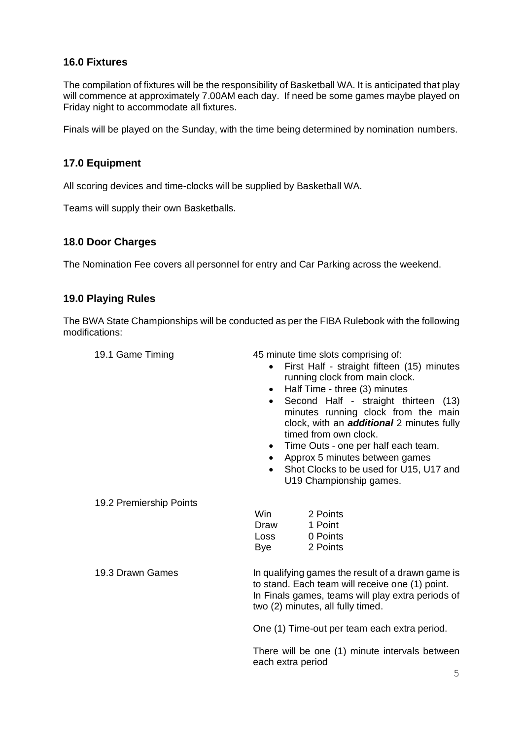## 16.0 Fixtures

The compilation of fixtures will be the responsibility of Basketball WA. It is anticipated that play will commence at approximately 7.00AM each day. If need be some games maybe played on Friday night to accommodate all fixtures.

Finals will be played on the Sunday, with the time being determined by nomination numbers.

## 17.0 Equipment

All scoring devices and time-clocks will be supplied by Basketball WA.

Teams will supply their own Basketballs.

## 18.0 Door Charges

The Nomination Fee covers all personnel for entry and Car Parking across the weekend.

## 19.0 Playing Rules

The BWA State Championships will be conducted as per the FIBA Rulebook with the following modifications:

**19.1 Game Timing**

45 minute time slots comprising of:

- First Half - straight fifteen (15) minutes running clock from main clock.
- Half Time - three (3) minutes
- Second Half - straight thirteen (13) minutes running clock from the main clock, with an ***additional*** 2 minutes fully timed from own clock.
- Time Outs - one per half each team.
- Approx 5 minutes between games
- Shot Clocks to be used for U15, U17 and U19 Championship games.

**19.2 Premiership Points**

| | |
|---|---|
| Win | 2 Points |
| Draw | 1 Point |
| Loss | 0 Points |
| Bye | 2 Points |

**19.3 Drawn Games**

In qualifying games the result of a drawn game is to stand. Each team will receive one (1) point. In Finals games, teams will play extra periods of two (2) minutes, all fully timed.

One (1) Time-out per team each extra period.

There will be one (1) minute intervals between each extra period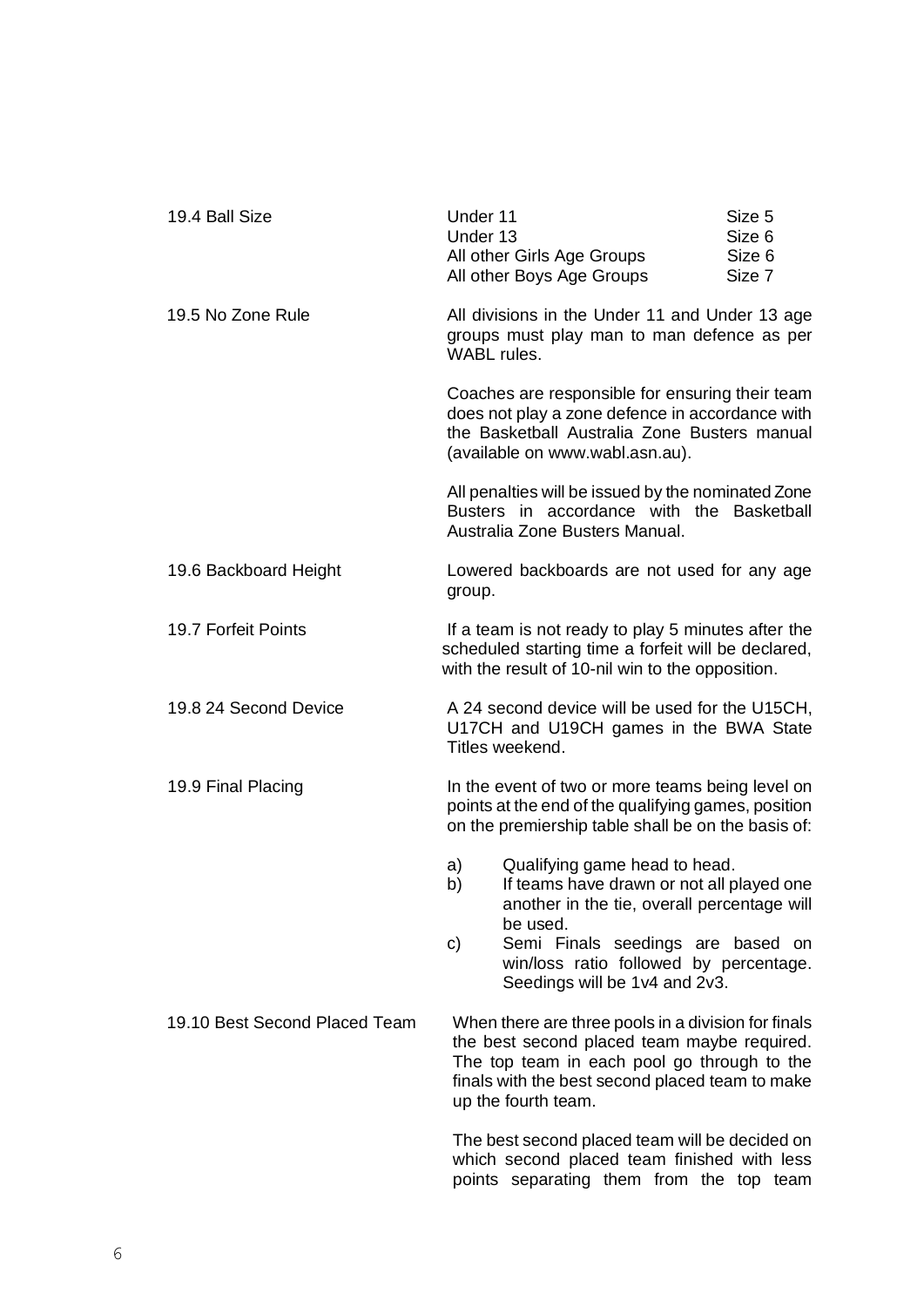## 19.4 Ball Size

| | |
|---|---|
| Under 11 | Size 5 |
| Under 13 | Size 6 |
| All other Girls Age Groups | Size 6 |
| All other Boys Age Groups | Size 7 |

## 19.5 No Zone Rule

All divisions in the Under 11 and Under 13 age groups must play man to man defence as per WABL rules.

Coaches are responsible for ensuring their team does not play a zone defence in accordance with the Basketball Australia Zone Busters manual (available on www.wabl.asn.au).

All penalties will be issued by the nominated Zone Busters in accordance with the Basketball Australia Zone Busters Manual.

## 19.6 Backboard Height

Lowered backboards are not used for any age group.

## 19.7 Forfeit Points

If a team is not ready to play 5 minutes after the scheduled starting time a forfeit will be declared, with the result of 10-nil win to the opposition.

## 19.8 24 Second Device

A 24 second device will be used for the U15CH, U17CH and U19CH games in the BWA State Titles weekend.

## 19.9 Final Placing

In the event of two or more teams being level on points at the end of the qualifying games, position on the premiership table shall be on the basis of:

a) Qualifying game head to head.
b) If teams have drawn or not all played one another in the tie, overall percentage will be used.
c) Semi Finals seedings are based on win/loss ratio followed by percentage. Seedings will be 1v4 and 2v3.

## 19.10 Best Second Placed Team

When there are three pools in a division for finals the best second placed team maybe required. The top team in each pool go through to the finals with the best second placed team to make up the fourth team.

The best second placed team will be decided on which second placed team finished with less points separating them from the top team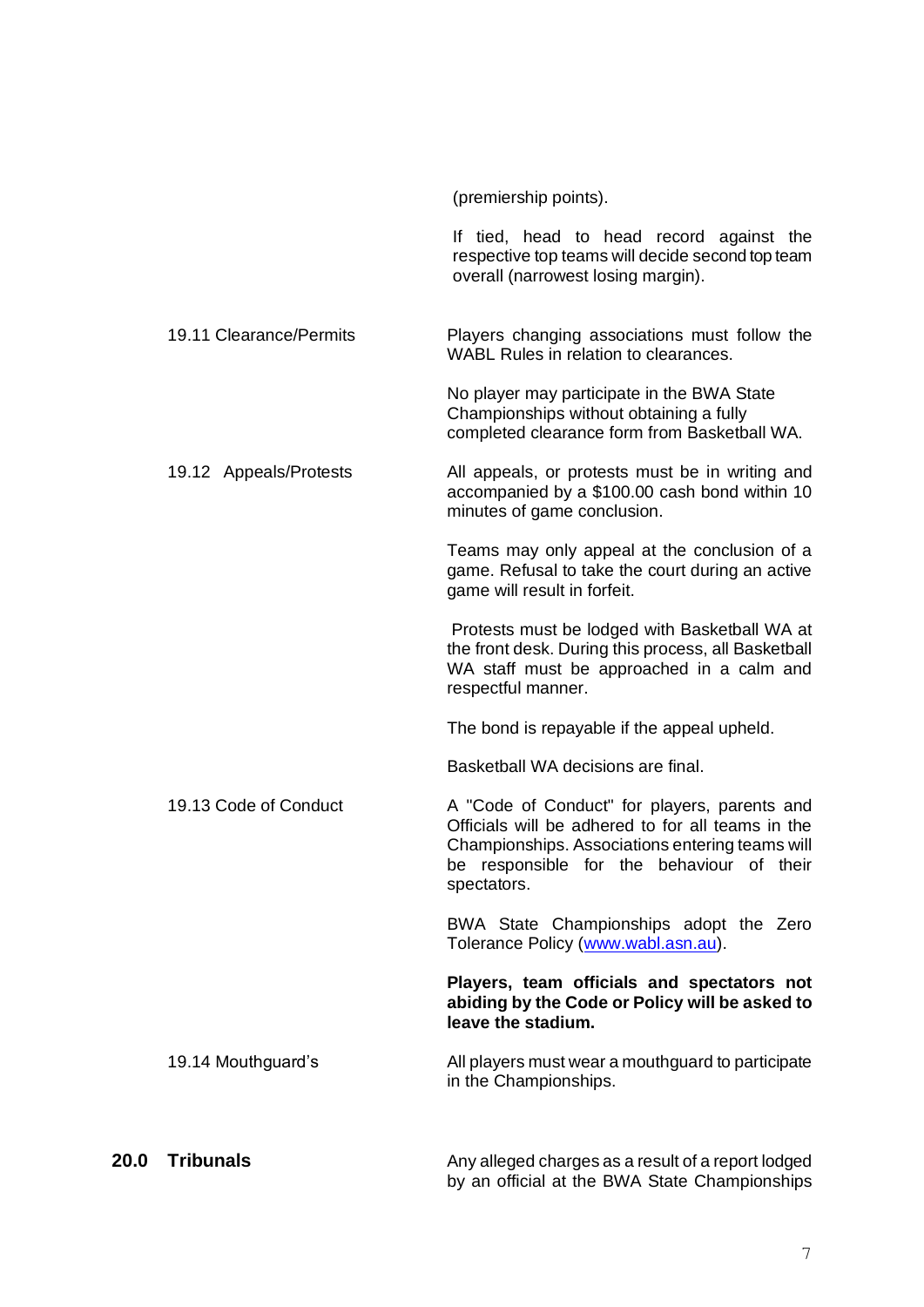(premiership points).

If tied, head to head record against the respective top teams will decide second top team overall (narrowest losing margin).

19.11 Clearance/Permits

Players changing associations must follow the WABL Rules in relation to clearances.

No player may participate in the BWA State Championships without obtaining a fully completed clearance form from Basketball WA.

19.12 Appeals/Protests

All appeals, or protests must be in writing and accompanied by a $100.00 cash bond within 10 minutes of game conclusion.

Teams may only appeal at the conclusion of a game. Refusal to take the court during an active game will result in forfeit.

Protests must be lodged with Basketball WA at the front desk. During this process, all Basketball WA staff must be approached in a calm and respectful manner.

The bond is repayable if the appeal upheld.

Basketball WA decisions are final.

19.13 Code of Conduct

A "Code of Conduct" for players, parents and Officials will be adhered to for all teams in the Championships. Associations entering teams will be responsible for the behaviour of their spectators.

BWA State Championships adopt the Zero Tolerance Policy (www.wabl.asn.au).

**Players, team officials and spectators not abiding by the Code or Policy will be asked to leave the stadium.**

19.14 Mouthguard's

All players must wear a mouthguard to participate in the Championships.

## 20.0 Tribunals

Any alleged charges as a result of a report lodged by an official at the BWA State Championships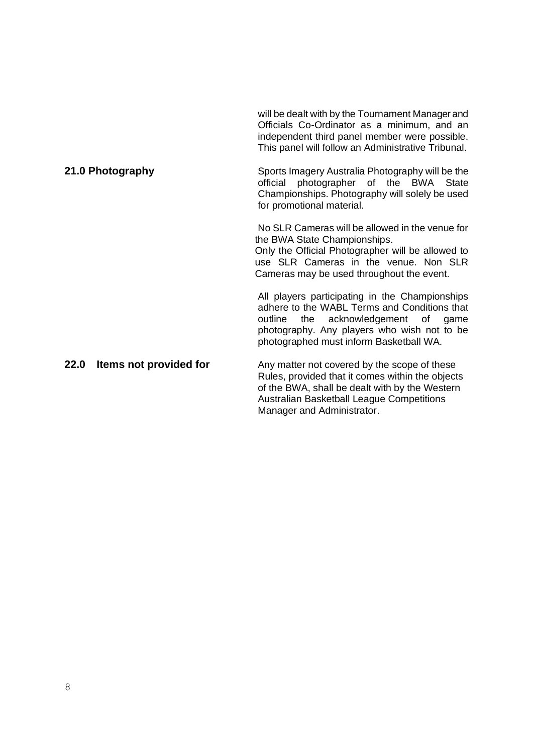will be dealt with by the Tournament Manager and Officials Co-Ordinator as a minimum, and an independent third panel member were possible. This panel will follow an Administrative Tribunal.

## 21.0 Photography

Sports Imagery Australia Photography will be the official photographer of the BWA State Championships. Photography will solely be used for promotional material.

No SLR Cameras will be allowed in the venue for the BWA State Championships.
Only the Official Photographer will be allowed to use SLR Cameras in the venue. Non SLR Cameras may be used throughout the event.

All players participating in the Championships adhere to the WABL Terms and Conditions that outline the acknowledgement of game photography. Any players who wish not to be photographed must inform Basketball WA.

## 22.0 Items not provided for

Any matter not covered by the scope of these Rules, provided that it comes within the objects of the BWA, shall be dealt with by the Western Australian Basketball League Competitions Manager and Administrator.